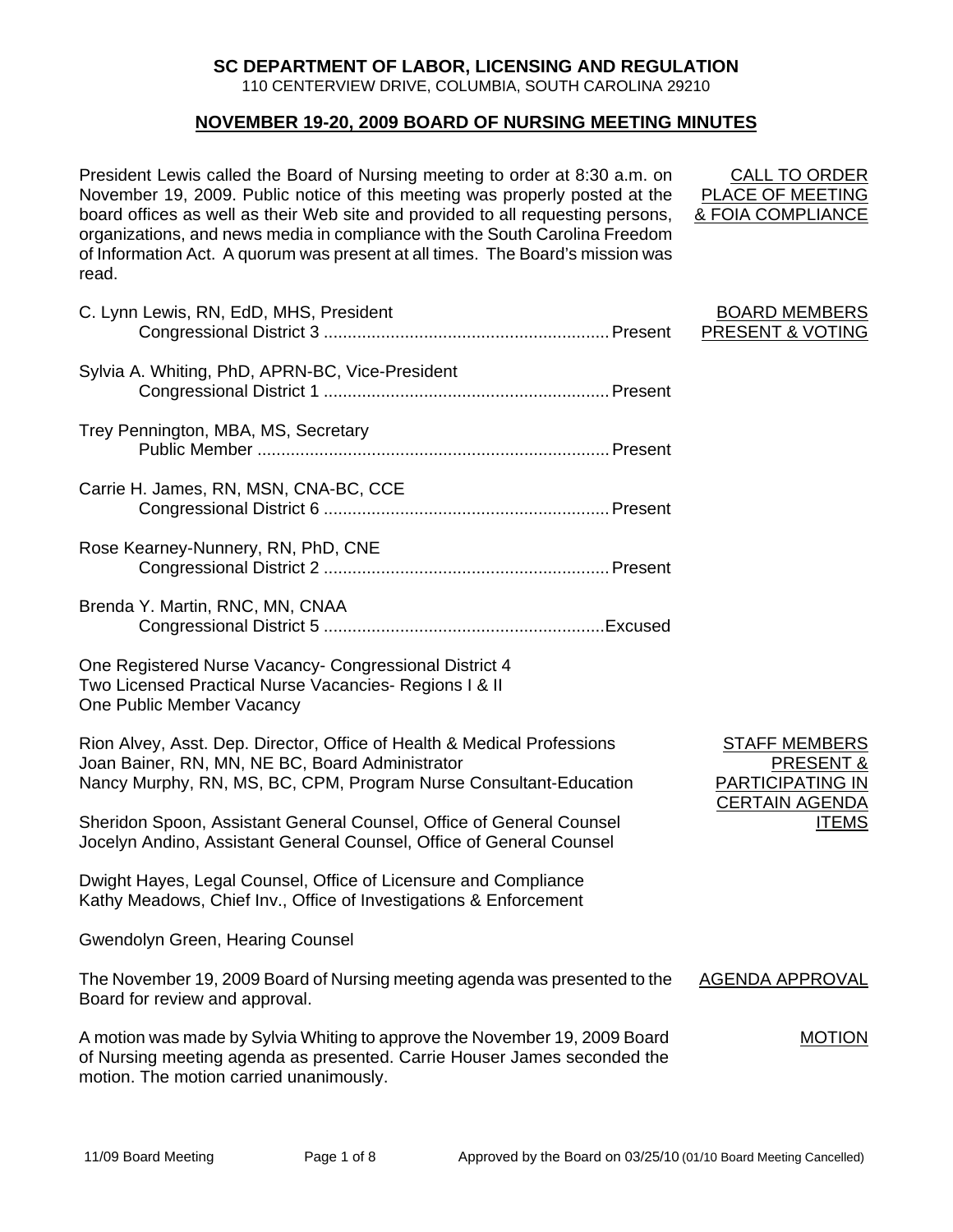**SC DEPARTMENT OF LABOR, LICENSING AND REGULATION**

110 CENTERVIEW DRIVE, COLUMBIA, SOUTH CAROLINA 29210

## NOVEMBER 19-20, 2009 BOARD OF NURSING MEETING MINUTES

**CALL TO ORDER PLACE OF MEETING & FOIA COMPLIANCE**

President Lewis called the Board of Nursing meeting to order at 8:30 a.m. on November 19, 2009. Public notice of this meeting was properly posted at the board offices as well as their Web site and provided to all requesting persons, organizations, and news media in compliance with the South Carolina Freedom of Information Act. A quorum was present at all times. The Board's mission was read.

**BOARD MEMBERS PRESENT & VOTING**

C. Lynn Lewis, RN, EdD, MHS, President
Congressional District 3 .......... Present

Sylvia A. Whiting, PhD, APRN-BC, Vice-President
Congressional District 1 .......... Present

Trey Pennington, MBA, MS, Secretary
Public Member .......... Present

Carrie H. James, RN, MSN, CNA-BC, CCE
Congressional District 6 .......... Present

Rose Kearney-Nunnery, RN, PhD, CNE
Congressional District 2 .......... Present

Brenda Y. Martin, RNC, MN, CNAA
Congressional District 5 .......... Excused

One Registered Nurse Vacancy- Congressional District 4
Two Licensed Practical Nurse Vacancies- Regions I & II
One Public Member Vacancy

**STAFF MEMBERS PRESENT & PARTICIPATING IN CERTAIN AGENDA ITEMS**

Rion Alvey, Asst. Dep. Director, Office of Health & Medical Professions
Joan Bainer, RN, MN, NE BC, Board Administrator
Nancy Murphy, RN, MS, BC, CPM, Program Nurse Consultant-Education

Sheridon Spoon, Assistant General Counsel, Office of General Counsel
Jocelyn Andino, Assistant General Counsel, Office of General Counsel

Dwight Hayes, Legal Counsel, Office of Licensure and Compliance
Kathy Meadows, Chief Inv., Office of Investigations & Enforcement

Gwendolyn Green, Hearing Counsel

**AGENDA APPROVAL**

The November 19, 2009 Board of Nursing meeting agenda was presented to the Board for review and approval.

**MOTION**

A motion was made by Sylvia Whiting to approve the November 19, 2009 Board of Nursing meeting agenda as presented. Carrie Houser James seconded the motion. The motion carried unanimously.

Approved by the Board on 03/25/10 (01/10 Board Meeting Cancelled)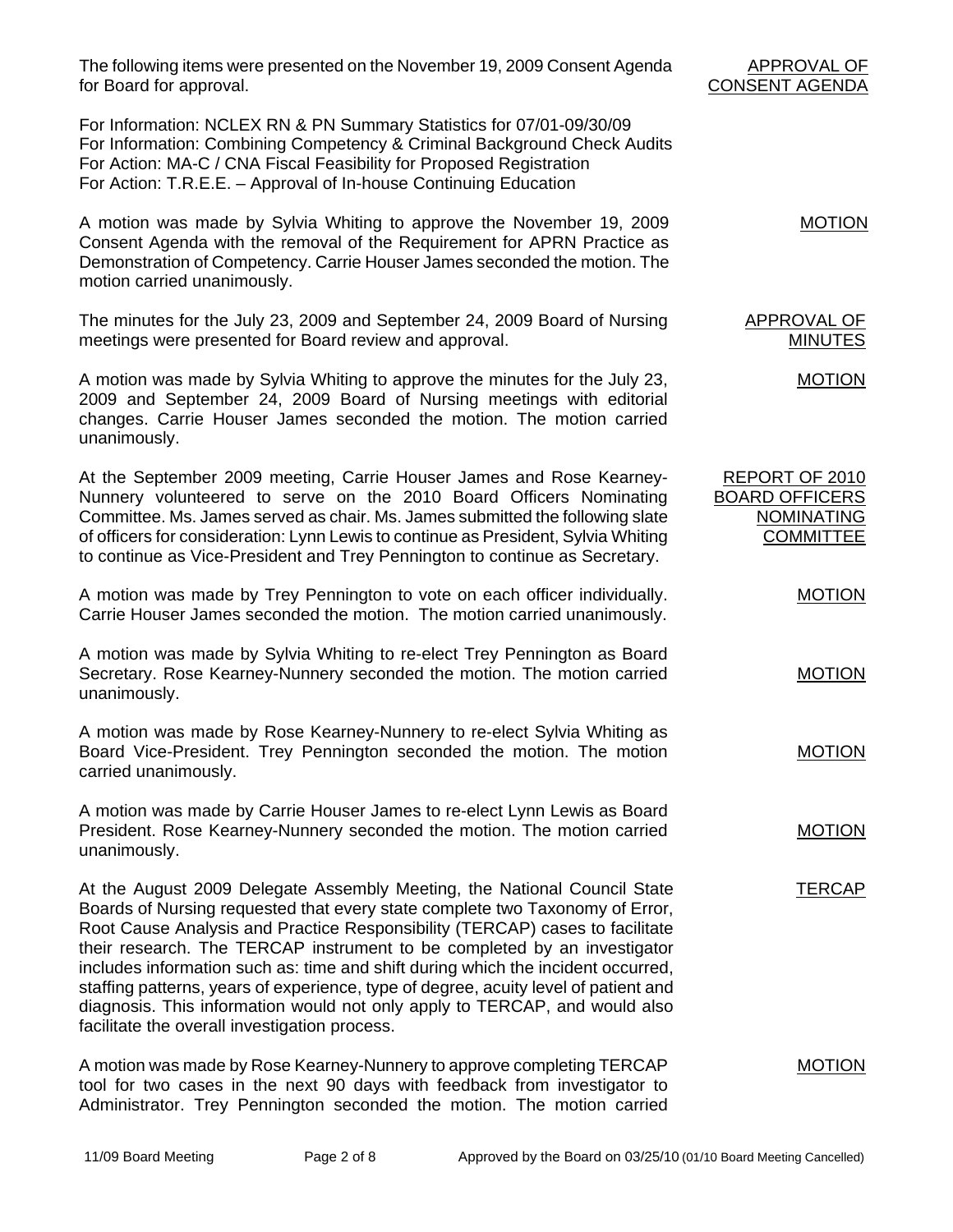**APPROVAL OF CONSENT AGENDA**

The following items were presented on the November 19, 2009 Consent Agenda for Board for approval.

For Information: NCLEX RN & PN Summary Statistics for 07/01-09/30/09
For Information: Combining Competency & Criminal Background Check Audits
For Action: MA-C / CNA Fiscal Feasibility for Proposed Registration
For Action: T.R.E.E. – Approval of In-house Continuing Education

**MOTION**

A motion was made by Sylvia Whiting to approve the November 19, 2009 Consent Agenda with the removal of the Requirement for APRN Practice as Demonstration of Competency. Carrie Houser James seconded the motion. The motion carried unanimously.

**APPROVAL OF MINUTES**

The minutes for the July 23, 2009 and September 24, 2009 Board of Nursing meetings were presented for Board review and approval.

**MOTION**

A motion was made by Sylvia Whiting to approve the minutes for the July 23, 2009 and September 24, 2009 Board of Nursing meetings with editorial changes. Carrie Houser James seconded the motion. The motion carried unanimously.

**REPORT OF 2010 BOARD OFFICERS NOMINATING COMMITTEE**

At the September 2009 meeting, Carrie Houser James and Rose Kearney-Nunnery volunteered to serve on the 2010 Board Officers Nominating Committee. Ms. James served as chair. Ms. James submitted the following slate of officers for consideration: Lynn Lewis to continue as President, Sylvia Whiting to continue as Vice-President and Trey Pennington to continue as Secretary.

**MOTION**

A motion was made by Trey Pennington to vote on each officer individually. Carrie Houser James seconded the motion. The motion carried unanimously.

**MOTION**

A motion was made by Sylvia Whiting to re-elect Trey Pennington as Board Secretary. Rose Kearney-Nunnery seconded the motion. The motion carried unanimously.

**MOTION**

A motion was made by Rose Kearney-Nunnery to re-elect Sylvia Whiting as Board Vice-President. Trey Pennington seconded the motion. The motion carried unanimously.

**MOTION**

A motion was made by Carrie Houser James to re-elect Lynn Lewis as Board President. Rose Kearney-Nunnery seconded the motion. The motion carried unanimously.

**TERCAP**

At the August 2009 Delegate Assembly Meeting, the National Council State Boards of Nursing requested that every state complete two Taxonomy of Error, Root Cause Analysis and Practice Responsibility (TERCAP) cases to facilitate their research. The TERCAP instrument to be completed by an investigator includes information such as: time and shift during which the incident occurred, staffing patterns, years of experience, type of degree, acuity level of patient and diagnosis. This information would not only apply to TERCAP, and would also facilitate the overall investigation process.

**MOTION**

A motion was made by Rose Kearney-Nunnery to approve completing TERCAP tool for two cases in the next 90 days with feedback from investigator to Administrator. Trey Pennington seconded the motion. The motion carried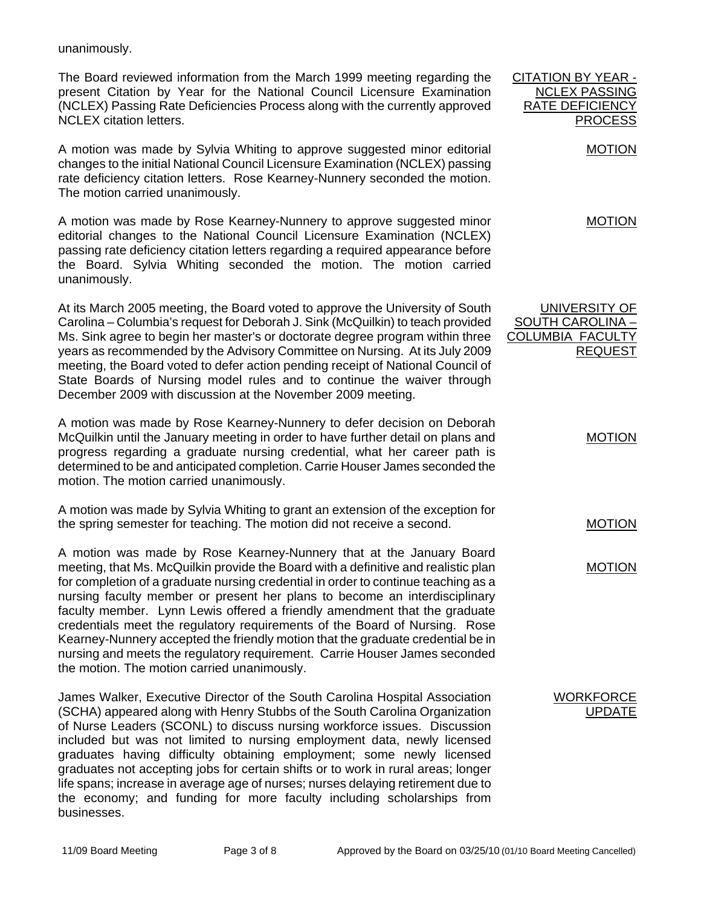unanimously.

**CITATION BY YEAR - NCLEX PASSING RATE DEFICIENCY PROCESS**

The Board reviewed information from the March 1999 meeting regarding the present Citation by Year for the National Council Licensure Examination (NCLEX) Passing Rate Deficiencies Process along with the currently approved NCLEX citation letters.

**MOTION**

A motion was made by Sylvia Whiting to approve suggested minor editorial changes to the initial National Council Licensure Examination (NCLEX) passing rate deficiency citation letters. Rose Kearney-Nunnery seconded the motion. The motion carried unanimously.

**MOTION**

A motion was made by Rose Kearney-Nunnery to approve suggested minor editorial changes to the National Council Licensure Examination (NCLEX) passing rate deficiency citation letters regarding a required appearance before the Board. Sylvia Whiting seconded the motion. The motion carried unanimously.

**UNIVERSITY OF SOUTH CAROLINA – COLUMBIA FACULTY REQUEST**

At its March 2005 meeting, the Board voted to approve the University of South Carolina – Columbia's request for Deborah J. Sink (McQuilkin) to teach provided Ms. Sink agree to begin her master's or doctorate degree program within three years as recommended by the Advisory Committee on Nursing. At its July 2009 meeting, the Board voted to defer action pending receipt of National Council of State Boards of Nursing model rules and to continue the waiver through December 2009 with discussion at the November 2009 meeting.

**MOTION**

A motion was made by Rose Kearney-Nunnery to defer decision on Deborah McQuilkin until the January meeting in order to have further detail on plans and progress regarding a graduate nursing credential, what her career path is determined to be and anticipated completion. Carrie Houser James seconded the motion. The motion carried unanimously.

**MOTION**

A motion was made by Sylvia Whiting to grant an extension of the exception for the spring semester for teaching. The motion did not receive a second.

**MOTION**

A motion was made by Rose Kearney-Nunnery that at the January Board meeting, that Ms. McQuilkin provide the Board with a definitive and realistic plan for completion of a graduate nursing credential in order to continue teaching as a nursing faculty member or present her plans to become an interdisciplinary faculty member. Lynn Lewis offered a friendly amendment that the graduate credentials meet the regulatory requirements of the Board of Nursing. Rose Kearney-Nunnery accepted the friendly motion that the graduate credential be in nursing and meets the regulatory requirement. Carrie Houser James seconded the motion. The motion carried unanimously.

**WORKFORCE UPDATE**

James Walker, Executive Director of the South Carolina Hospital Association (SCHA) appeared along with Henry Stubbs of the South Carolina Organization of Nurse Leaders (SCONL) to discuss nursing workforce issues. Discussion included but was not limited to nursing employment data, newly licensed graduates having difficulty obtaining employment; some newly licensed graduates not accepting jobs for certain shifts or to work in rural areas; longer life spans; increase in average age of nurses; nurses delaying retirement due to the economy; and funding for more faculty including scholarships from businesses.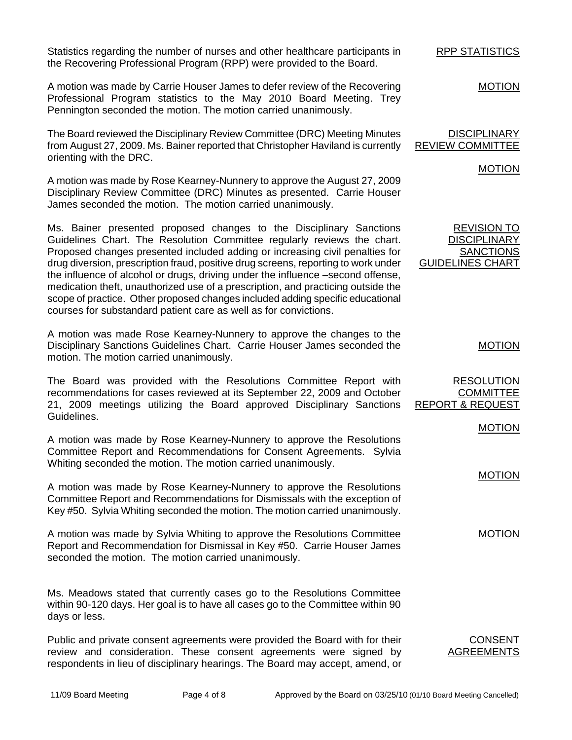**RPP STATISTICS**

Statistics regarding the number of nurses and other healthcare participants in the Recovering Professional Program (RPP) were provided to the Board.

**MOTION**

A motion was made by Carrie Houser James to defer review of the Recovering Professional Program statistics to the May 2010 Board Meeting. Trey Pennington seconded the motion. The motion carried unanimously.

**DISCIPLINARY REVIEW COMMITTEE**

The Board reviewed the Disciplinary Review Committee (DRC) Meeting Minutes from August 27, 2009. Ms. Bainer reported that Christopher Haviland is currently orienting with the DRC.

**MOTION**

A motion was made by Rose Kearney-Nunnery to approve the August 27, 2009 Disciplinary Review Committee (DRC) Minutes as presented. Carrie Houser James seconded the motion. The motion carried unanimously.

**REVISION TO DISCIPLINARY SANCTIONS GUIDELINES CHART**

Ms. Bainer presented proposed changes to the Disciplinary Sanctions Guidelines Chart. The Resolution Committee regularly reviews the chart. Proposed changes presented included adding or increasing civil penalties for drug diversion, prescription fraud, positive drug screens, reporting to work under the influence of alcohol or drugs, driving under the influence –second offense, medication theft, unauthorized use of a prescription, and practicing outside the scope of practice. Other proposed changes included adding specific educational courses for substandard patient care as well as for convictions.

**MOTION**

A motion was made Rose Kearney-Nunnery to approve the changes to the Disciplinary Sanctions Guidelines Chart. Carrie Houser James seconded the motion. The motion carried unanimously.

**RESOLUTION COMMITTEE REPORT & REQUEST**

The Board was provided with the Resolutions Committee Report with recommendations for cases reviewed at its September 22, 2009 and October 21, 2009 meetings utilizing the Board approved Disciplinary Sanctions Guidelines.

**MOTION**

A motion was made by Rose Kearney-Nunnery to approve the Resolutions Committee Report and Recommendations for Consent Agreements. Sylvia Whiting seconded the motion. The motion carried unanimously.

**MOTION**

A motion was made by Rose Kearney-Nunnery to approve the Resolutions Committee Report and Recommendations for Dismissals with the exception of Key #50. Sylvia Whiting seconded the motion. The motion carried unanimously.

**MOTION**

A motion was made by Sylvia Whiting to approve the Resolutions Committee Report and Recommendation for Dismissal in Key #50. Carrie Houser James seconded the motion. The motion carried unanimously.

Ms. Meadows stated that currently cases go to the Resolutions Committee within 90-120 days. Her goal is to have all cases go to the Committee within 90 days or less.

**CONSENT AGREEMENTS**

Public and private consent agreements were provided the Board with for their review and consideration. These consent agreements were signed by respondents in lieu of disciplinary hearings. The Board may accept, amend, or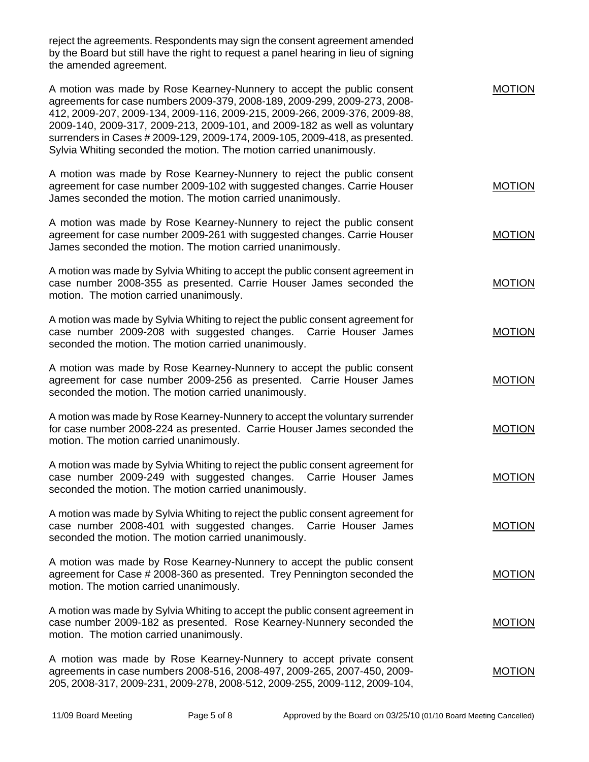reject the agreements. Respondents may sign the consent agreement amended by the Board but still have the right to request a panel hearing in lieu of signing the amended agreement.

A motion was made by Rose Kearney-Nunnery to accept the public consent agreements for case numbers 2009-379, 2008-189, 2009-299, 2009-273, 2008-412, 2009-207, 2009-134, 2009-116, 2009-215, 2009-266, 2009-376, 2009-88, 2009-140, 2009-317, 2009-213, 2009-101, and 2009-182 as well as voluntary surrenders in Cases # 2009-129, 2009-174, 2009-105, 2009-418, as presented. Sylvia Whiting seconded the motion. The motion carried unanimously. MOTION

A motion was made by Rose Kearney-Nunnery to reject the public consent agreement for case number 2009-102 with suggested changes. Carrie Houser James seconded the motion. The motion carried unanimously. MOTION

A motion was made by Rose Kearney-Nunnery to reject the public consent agreement for case number 2009-261 with suggested changes. Carrie Houser James seconded the motion. The motion carried unanimously. MOTION

A motion was made by Sylvia Whiting to accept the public consent agreement in case number 2008-355 as presented. Carrie Houser James seconded the motion. The motion carried unanimously. MOTION

A motion was made by Sylvia Whiting to reject the public consent agreement for case number 2009-208 with suggested changes. Carrie Houser James seconded the motion. The motion carried unanimously. MOTION

A motion was made by Rose Kearney-Nunnery to accept the public consent agreement for case number 2009-256 as presented. Carrie Houser James seconded the motion. The motion carried unanimously. MOTION

A motion was made by Rose Kearney-Nunnery to accept the voluntary surrender for case number 2008-224 as presented. Carrie Houser James seconded the motion. The motion carried unanimously. MOTION

A motion was made by Sylvia Whiting to reject the public consent agreement for case number 2009-249 with suggested changes. Carrie Houser James seconded the motion. The motion carried unanimously. MOTION

A motion was made by Sylvia Whiting to reject the public consent agreement for case number 2008-401 with suggested changes. Carrie Houser James seconded the motion. The motion carried unanimously. MOTION

A motion was made by Rose Kearney-Nunnery to accept the public consent agreement for Case # 2008-360 as presented. Trey Pennington seconded the motion. The motion carried unanimously. MOTION

A motion was made by Sylvia Whiting to accept the public consent agreement in case number 2009-182 as presented. Rose Kearney-Nunnery seconded the motion. The motion carried unanimously. MOTION

A motion was made by Rose Kearney-Nunnery to accept private consent agreements in case numbers 2008-516, 2008-497, 2009-265, 2007-450, 2009-205, 2008-317, 2009-231, 2009-278, 2008-512, 2009-255, 2009-112, 2009-104, MOTION

11/09 Board Meeting — Approved by the Board on 03/25/10 (01/10 Board Meeting Cancelled)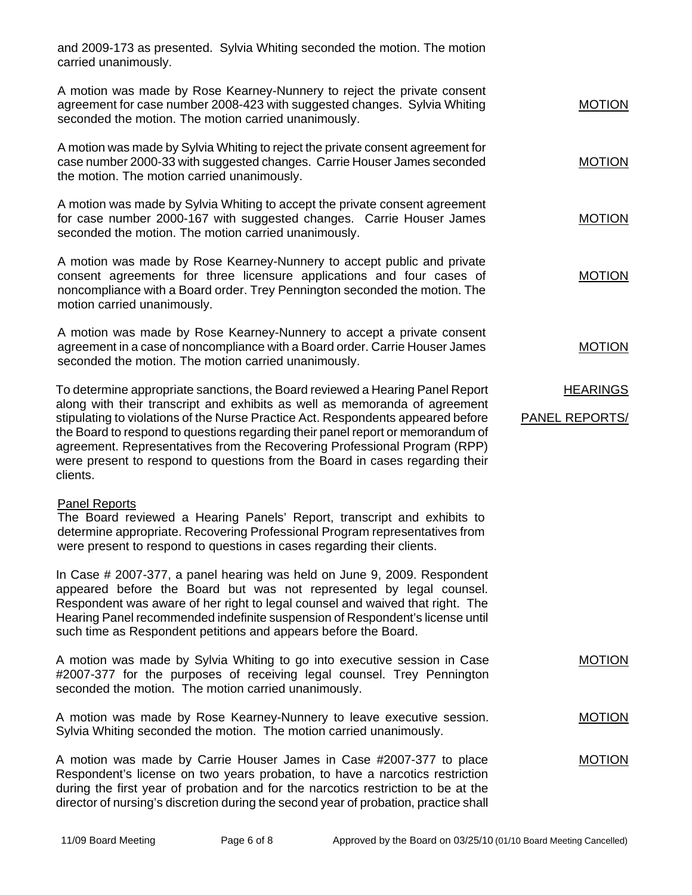and 2009-173 as presented. Sylvia Whiting seconded the motion. The motion carried unanimously.

A motion was made by Rose Kearney-Nunnery to reject the private consent agreement for case number 2008-423 with suggested changes. Sylvia Whiting seconded the motion. The motion carried unanimously. MOTION

A motion was made by Sylvia Whiting to reject the private consent agreement for case number 2000-33 with suggested changes. Carrie Houser James seconded the motion. The motion carried unanimously. MOTION

A motion was made by Sylvia Whiting to accept the private consent agreement for case number 2000-167 with suggested changes. Carrie Houser James seconded the motion. The motion carried unanimously. MOTION

A motion was made by Rose Kearney-Nunnery to accept public and private consent agreements for three licensure applications and four cases of noncompliance with a Board order. Trey Pennington seconded the motion. The motion carried unanimously. MOTION

A motion was made by Rose Kearney-Nunnery to accept a private consent agreement in a case of noncompliance with a Board order. Carrie Houser James seconded the motion. The motion carried unanimously. MOTION

HEARINGS

PANEL REPORTS/

To determine appropriate sanctions, the Board reviewed a Hearing Panel Report along with their transcript and exhibits as well as memoranda of agreement stipulating to violations of the Nurse Practice Act. Respondents appeared before the Board to respond to questions regarding their panel report or memorandum of agreement. Representatives from the Recovering Professional Program (RPP) were present to respond to questions from the Board in cases regarding their clients.

Panel Reports

The Board reviewed a Hearing Panels' Report, transcript and exhibits to determine appropriate. Recovering Professional Program representatives from were present to respond to questions in cases regarding their clients.

In Case # 2007-377, a panel hearing was held on June 9, 2009. Respondent appeared before the Board but was not represented by legal counsel. Respondent was aware of her right to legal counsel and waived that right. The Hearing Panel recommended indefinite suspension of Respondent's license until such time as Respondent petitions and appears before the Board.

A motion was made by Sylvia Whiting to go into executive session in Case #2007-377 for the purposes of receiving legal counsel. Trey Pennington seconded the motion. The motion carried unanimously. MOTION

A motion was made by Rose Kearney-Nunnery to leave executive session. Sylvia Whiting seconded the motion. The motion carried unanimously. MOTION

A motion was made by Carrie Houser James in Case #2007-377 to place Respondent's license on two years probation, to have a narcotics restriction during the first year of probation and for the narcotics restriction to be at the director of nursing's discretion during the second year of probation, practice shall MOTION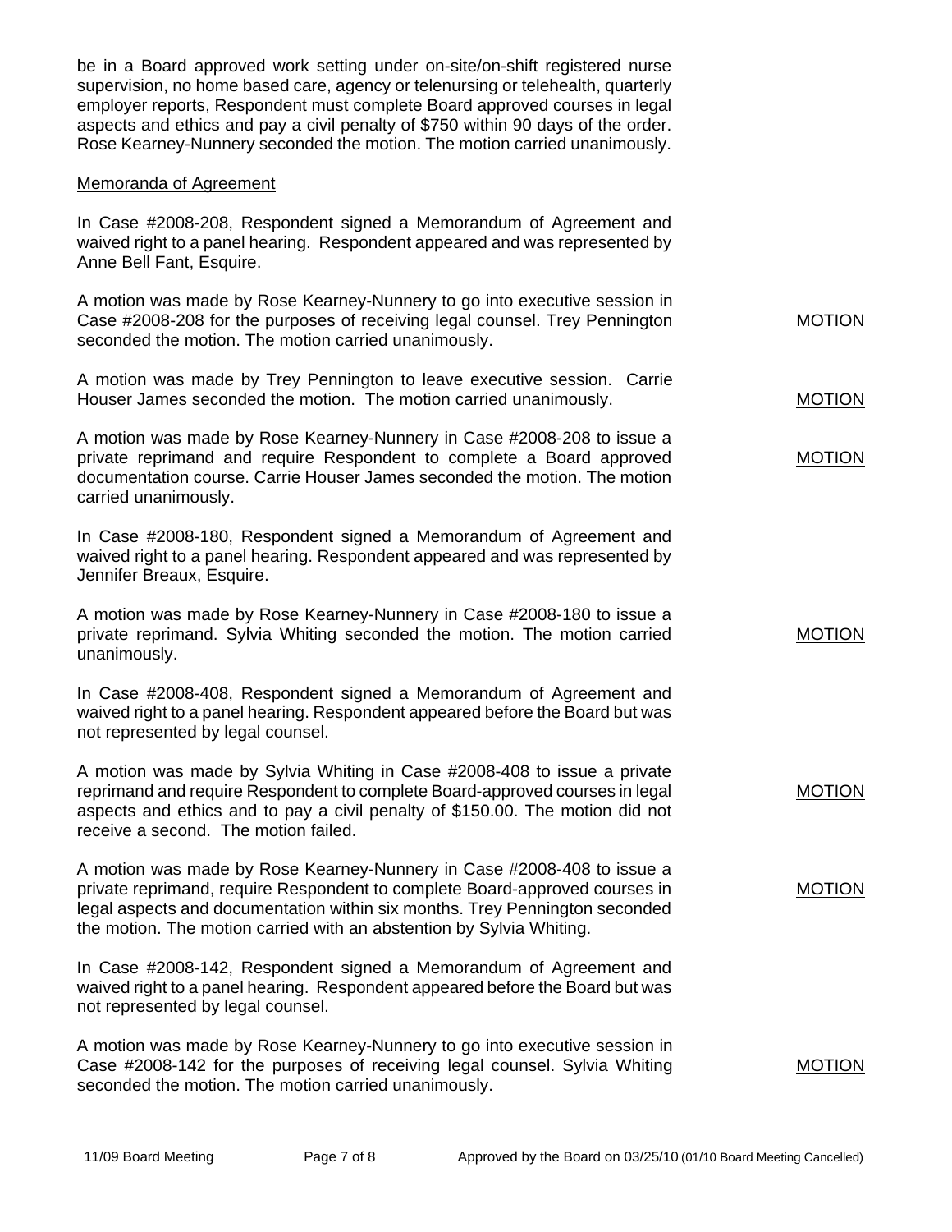be in a Board approved work setting under on-site/on-shift registered nurse supervision, no home based care, agency or telenursing or telehealth, quarterly employer reports, Respondent must complete Board approved courses in legal aspects and ethics and pay a civil penalty of $750 within 90 days of the order. Rose Kearney-Nunnery seconded the motion. The motion carried unanimously.

Memoranda of Agreement

In Case #2008-208, Respondent signed a Memorandum of Agreement and waived right to a panel hearing. Respondent appeared and was represented by Anne Bell Fant, Esquire.

A motion was made by Rose Kearney-Nunnery to go into executive session in Case #2008-208 for the purposes of receiving legal counsel. Trey Pennington seconded the motion. The motion carried unanimously. MOTION

A motion was made by Trey Pennington to leave executive session. Carrie Houser James seconded the motion. The motion carried unanimously. MOTION

A motion was made by Rose Kearney-Nunnery in Case #2008-208 to issue a private reprimand and require Respondent to complete a Board approved documentation course. Carrie Houser James seconded the motion. The motion carried unanimously. MOTION

In Case #2008-180, Respondent signed a Memorandum of Agreement and waived right to a panel hearing. Respondent appeared and was represented by Jennifer Breaux, Esquire.

A motion was made by Rose Kearney-Nunnery in Case #2008-180 to issue a private reprimand. Sylvia Whiting seconded the motion. The motion carried unanimously. MOTION

In Case #2008-408, Respondent signed a Memorandum of Agreement and waived right to a panel hearing. Respondent appeared before the Board but was not represented by legal counsel.

A motion was made by Sylvia Whiting in Case #2008-408 to issue a private reprimand and require Respondent to complete Board-approved courses in legal aspects and ethics and to pay a civil penalty of $150.00. The motion did not receive a second. The motion failed. MOTION

A motion was made by Rose Kearney-Nunnery in Case #2008-408 to issue a private reprimand, require Respondent to complete Board-approved courses in legal aspects and documentation within six months. Trey Pennington seconded the motion. The motion carried with an abstention by Sylvia Whiting. MOTION

In Case #2008-142, Respondent signed a Memorandum of Agreement and waived right to a panel hearing. Respondent appeared before the Board but was not represented by legal counsel.

A motion was made by Rose Kearney-Nunnery to go into executive session in Case #2008-142 for the purposes of receiving legal counsel. Sylvia Whiting seconded the motion. The motion carried unanimously. MOTION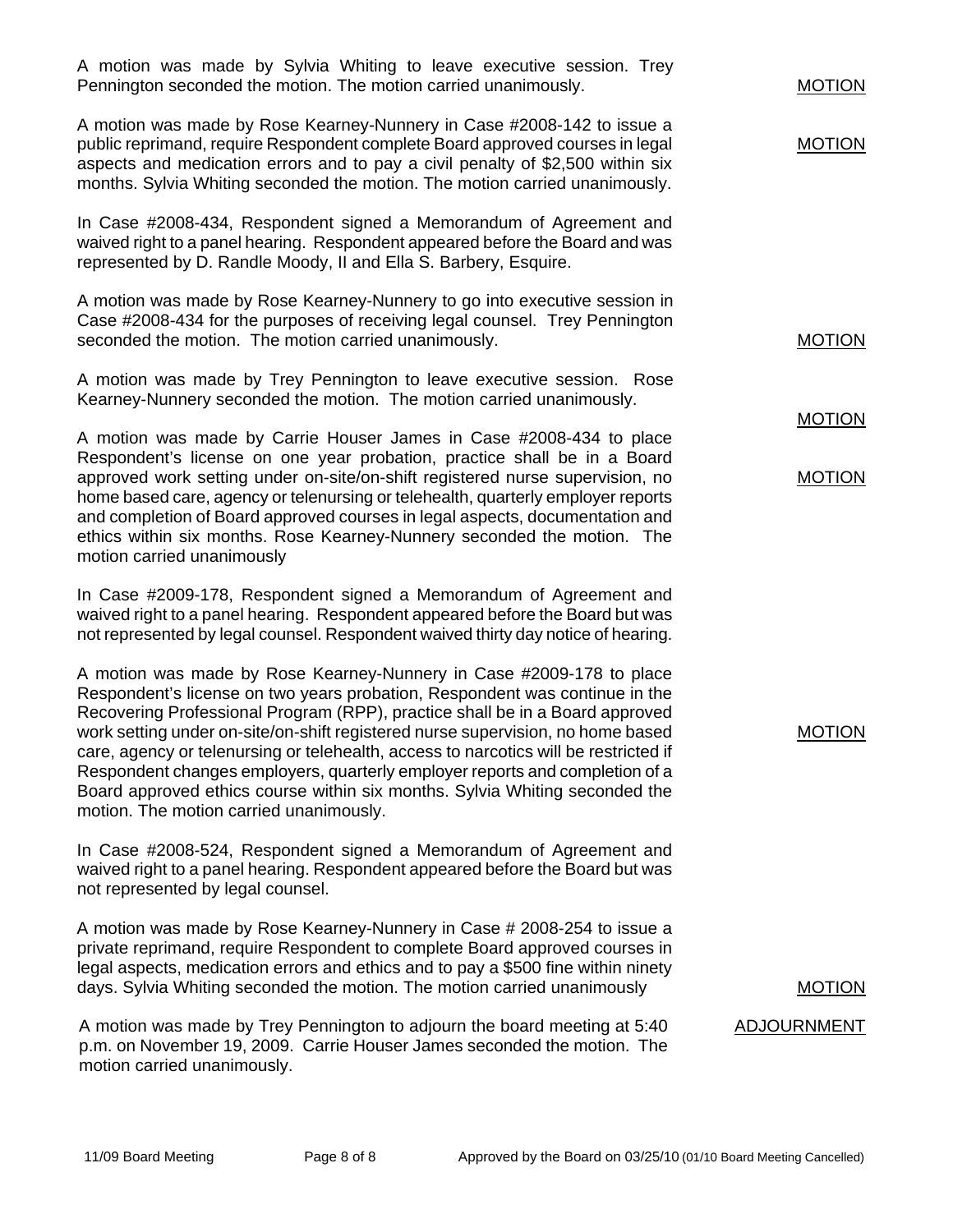A motion was made by Sylvia Whiting to leave executive session. Trey Pennington seconded the motion. The motion carried unanimously. MOTION

A motion was made by Rose Kearney-Nunnery in Case #2008-142 to issue a public reprimand, require Respondent complete Board approved courses in legal aspects and medication errors and to pay a civil penalty of $2,500 within six months. Sylvia Whiting seconded the motion. The motion carried unanimously. MOTION

In Case #2008-434, Respondent signed a Memorandum of Agreement and waived right to a panel hearing. Respondent appeared before the Board and was represented by D. Randle Moody, II and Ella S. Barbery, Esquire.

A motion was made by Rose Kearney-Nunnery to go into executive session in Case #2008-434 for the purposes of receiving legal counsel. Trey Pennington seconded the motion. The motion carried unanimously. MOTION

A motion was made by Trey Pennington to leave executive session. Rose Kearney-Nunnery seconded the motion. The motion carried unanimously. MOTION

A motion was made by Carrie Houser James in Case #2008-434 to place Respondent's license on one year probation, practice shall be in a Board approved work setting under on-site/on-shift registered nurse supervision, no home based care, agency or telenursing or telehealth, quarterly employer reports and completion of Board approved courses in legal aspects, documentation and ethics within six months. Rose Kearney-Nunnery seconded the motion. The motion carried unanimously MOTION

In Case #2009-178, Respondent signed a Memorandum of Agreement and waived right to a panel hearing. Respondent appeared before the Board but was not represented by legal counsel. Respondent waived thirty day notice of hearing.

A motion was made by Rose Kearney-Nunnery in Case #2009-178 to place Respondent's license on two years probation, Respondent was continue in the Recovering Professional Program (RPP), practice shall be in a Board approved work setting under on-site/on-shift registered nurse supervision, no home based care, agency or telenursing or telehealth, access to narcotics will be restricted if Respondent changes employers, quarterly employer reports and completion of a Board approved ethics course within six months. Sylvia Whiting seconded the motion. The motion carried unanimously. MOTION

In Case #2008-524, Respondent signed a Memorandum of Agreement and waived right to a panel hearing. Respondent appeared before the Board but was not represented by legal counsel.

A motion was made by Rose Kearney-Nunnery in Case # 2008-254 to issue a private reprimand, require Respondent to complete Board approved courses in legal aspects, medication errors and ethics and to pay a $500 fine within ninety days. Sylvia Whiting seconded the motion. The motion carried unanimously MOTION

A motion was made by Trey Pennington to adjourn the board meeting at 5:40 p.m. on November 19, 2009. Carrie Houser James seconded the motion. The motion carried unanimously. ADJOURNMENT

11/09 Board Meeting — Approved by the Board on 03/25/10 (01/10 Board Meeting Cancelled)